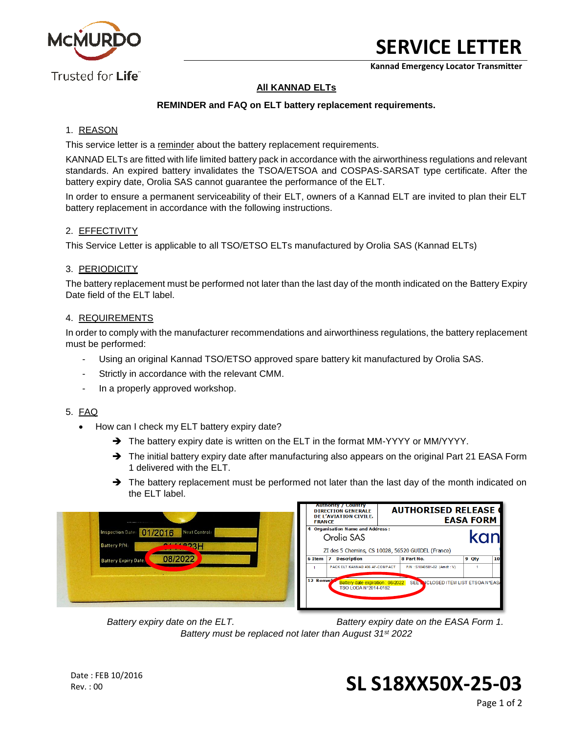**SERVICE LETTER**

**Kannad Emergency Locator Transmitter**

**All KANNAD ELTs**

**REMINDER and FAQ on ELT battery replacement requirements.**

## 1. REASON

This service letter is a reminder about the battery replacement requirements.

KANNAD ELTs are fitted with life limited battery pack in accordance with the airworthiness regulations and relevant standards. An expired battery invalidates the TSOA/ETSOA and COSPAS-SARSAT type certificate. After the battery expiry date, Orolia SAS cannot guarantee the performance of the ELT.

In order to ensure a permanent serviceability of their ELT, owners of a Kannad ELT are invited to plan their ELT battery replacement in accordance with the following instructions.

## 2. EFFECTIVITY

This Service Letter is applicable to all TSO/ETSO ELTs manufactured by Orolia SAS (Kannad ELTs)

## 3. PERIODICITY

The battery replacement must be performed not later than the last day of the month indicated on the Battery Expiry Date field of the ELT label.

## 4. REQUIREMENTS

In order to comply with the manufacturer recommendations and airworthiness regulations, the battery replacement must be performed:

- Using an original Kannad TSO/ETSO approved spare battery kit manufactured by Orolia SAS.
- Strictly in accordance with the relevant CMM.
- In a properly approved workshop.

## 5. FAQ

- How can I check my ELT battery expiry date?
  - ➔ The battery expiry date is written on the ELT in the format MM-YYYY or MM/YYYY.
  - ➔ The initial battery expiry date after manufacturing also appears on the original Part 21 EASA Form 1 delivered with the ELT.
  - ➔ The battery replacement must be performed not later than the last day of the month indicated on the ELT label.

*Battery expiry date on the ELT.* *Battery expiry date on the EASA Form 1.*

*Battery must be replaced not later than August 31st 2022*

Date : FEB 10/2016
Rev. : 00

**SL S18XX50X-25-03**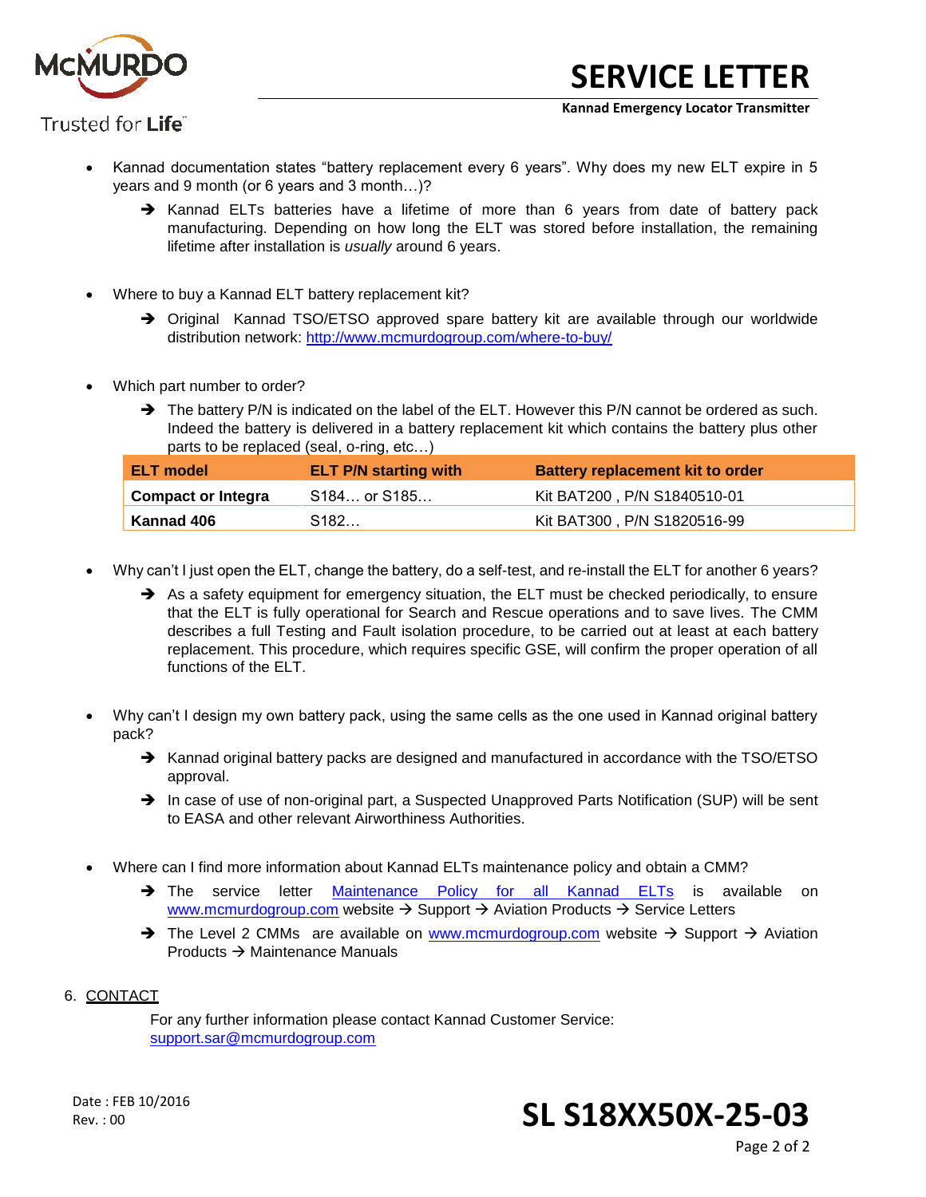- Kannad documentation states "battery replacement every 6 years". Why does my new ELT expire in 5 years and 9 month (or 6 years and 3 month…)?
  - ➔ Kannad ELTs batteries have a lifetime of more than 6 years from date of battery pack manufacturing. Depending on how long the ELT was stored before installation, the remaining lifetime after installation is *usually* around 6 years.

- Where to buy a Kannad ELT battery replacement kit?
  - ➔ Original Kannad TSO/ETSO approved spare battery kit are available through our worldwide distribution network: [http://www.mcmurdogroup.com/where-to-buy/](http://www.mcmurdogroup.com/where-to-buy/)

- Which part number to order?
  - ➔ The battery P/N is indicated on the label of the ELT. However this P/N cannot be ordered as such. Indeed the battery is delivered in a battery replacement kit which contains the battery plus other parts to be replaced (seal, o-ring, etc…)

| ELT model | ELT P/N starting with | Battery replacement kit to order |
|---|---|---|
| **Compact or Integra** | S184… or S185… | Kit BAT200 , P/N S1840510-01 |
| **Kannad 406** | S182… | Kit BAT300 , P/N S1820516-99 |

- Why can't I just open the ELT, change the battery, do a self-test, and re-install the ELT for another 6 years?
  - ➔ As a safety equipment for emergency situation, the ELT must be checked periodically, to ensure that the ELT is fully operational for Search and Rescue operations and to save lives. The CMM describes a full Testing and Fault isolation procedure, to be carried out at least at each battery replacement. This procedure, which requires specific GSE, will confirm the proper operation of all functions of the ELT.

- Why can't I design my own battery pack, using the same cells as the one used in Kannad original battery pack?
  - ➔ Kannad original battery packs are designed and manufactured in accordance with the TSO/ETSO approval.
  - ➔ In case of use of non-original part, a Suspected Unapproved Parts Notification (SUP) will be sent to EASA and other relevant Airworthiness Authorities.

- Where can I find more information about Kannad ELTs maintenance policy and obtain a CMM?
  - ➔ The service letter Maintenance Policy for all Kannad ELTs is available on [www.mcmurdogroup.com](http://www.mcmurdogroup.com) website → Support → Aviation Products → Service Letters
  - ➔ The Level 2 CMMs are available on [www.mcmurdogroup.com](http://www.mcmurdogroup.com) website → Support → Aviation Products → Maintenance Manuals

## 6. CONTACT

For any further information please contact Kannad Customer Service:
[support.sar@mcmurdogroup.com](mailto:support.sar@mcmurdogroup.com)

Date : FEB 10/2016
Rev. : 00

**SL S18XX50X-25-03**